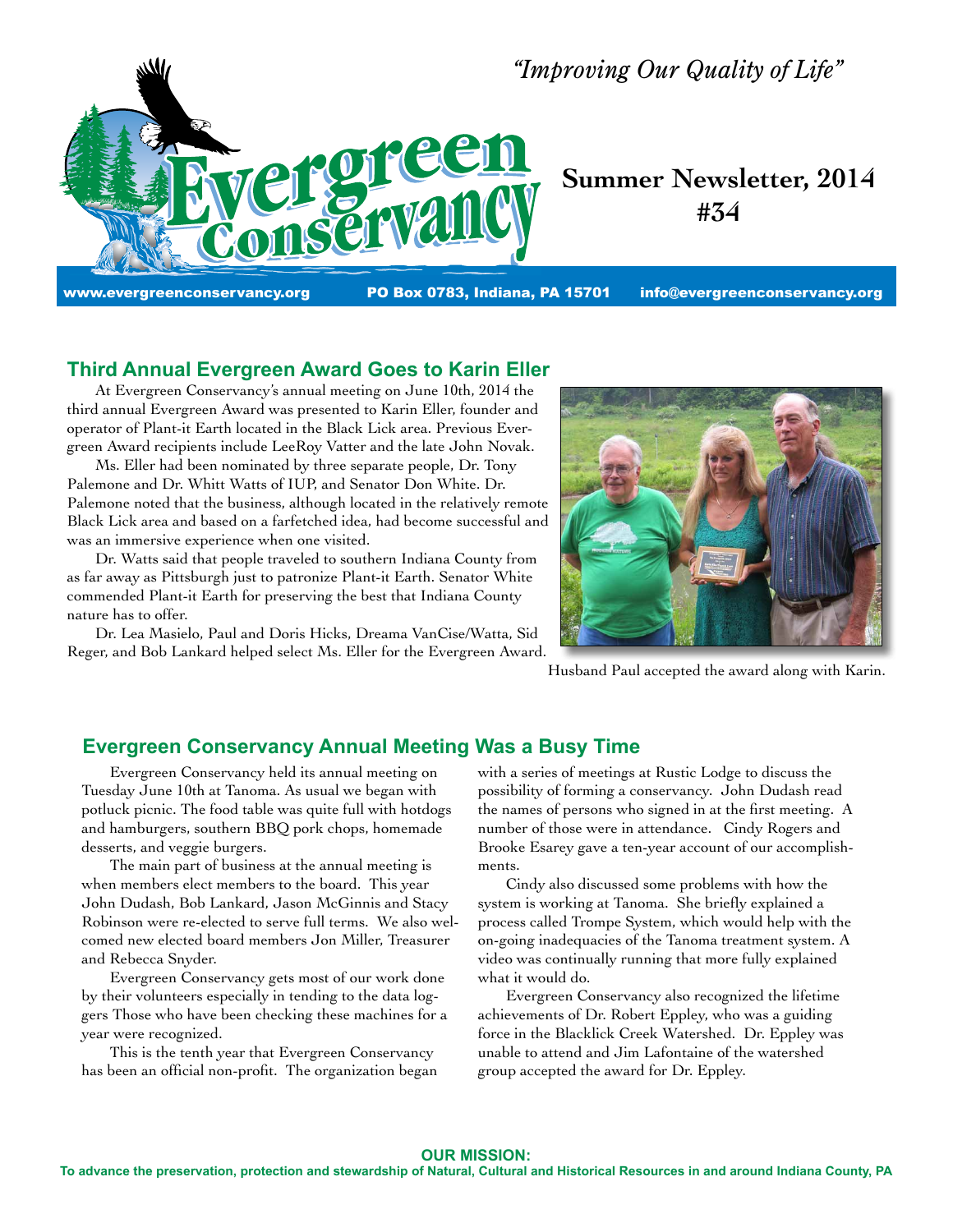*"Improving Our Quality of Life"*

# Evergreen Conservancy

## Summer Newsletter, 2014 #34

www.evergreenconservancy.org PO Box 0783, Indiana, PA 15701 info@evergreenconservancy.org

## Third Annual Evergreen Award Goes to Karin Eller

At Evergreen Conservancy's annual meeting on June 10th, 2014 the third annual Evergreen Award was presented to Karin Eller, founder and operator of Plant-it Earth located in the Black Lick area. Previous Evergreen Award recipients include LeeRoy Vatter and the late John Novak.

Ms. Eller had been nominated by three separate people, Dr. Tony Palemone and Dr. Whitt Watts of IUP, and Senator Don White. Dr. Palemone noted that the business, although located in the relatively remote Black Lick area and based on a farfetched idea, had become successful and was an immersive experience when one visited.

Dr. Watts said that people traveled to southern Indiana County from as far away as Pittsburgh just to patronize Plant-it Earth. Senator White commended Plant-it Earth for preserving the best that Indiana County nature has to offer.

Dr. Lea Masielo, Paul and Doris Hicks, Dreama VanCise/Watta, Sid Reger, and Bob Lankard helped select Ms. Eller for the Evergreen Award.

Husband Paul accepted the award along with Karin.

## Evergreen Conservancy Annual Meeting Was a Busy Time

Evergreen Conservancy held its annual meeting on Tuesday June 10th at Tanoma. As usual we began with potluck picnic. The food table was quite full with hotdogs and hamburgers, southern BBQ pork chops, homemade desserts, and veggie burgers.

The main part of business at the annual meeting is when members elect members to the board. This year John Dudash, Bob Lankard, Jason McGinnis and Stacy Robinson were re-elected to serve full terms. We also welcomed new elected board members Jon Miller, Treasurer and Rebecca Snyder.

Evergreen Conservancy gets most of our work done by their volunteers especially in tending to the data loggers Those who have been checking these machines for a year were recognized.

This is the tenth year that Evergreen Conservancy has been an official non-profit. The organization began with a series of meetings at Rustic Lodge to discuss the possibility of forming a conservancy. John Dudash read the names of persons who signed in at the first meeting. A number of those were in attendance. Cindy Rogers and Brooke Esarey gave a ten-year account of our accomplishments.

Cindy also discussed some problems with how the system is working at Tanoma. She briefly explained a process called Trompe System, which would help with the on-going inadequacies of the Tanoma treatment system. A video was continually running that more fully explained what it would do.

Evergreen Conservancy also recognized the lifetime achievements of Dr. Robert Eppley, who was a guiding force in the Blacklick Creek Watershed. Dr. Eppley was unable to attend and Jim Lafontaine of the watershed group accepted the award for Dr. Eppley.

**OUR MISSION:**
**To advance the preservation, protection and stewardship of Natural, Cultural and Historical Resources in and around Indiana County, PA**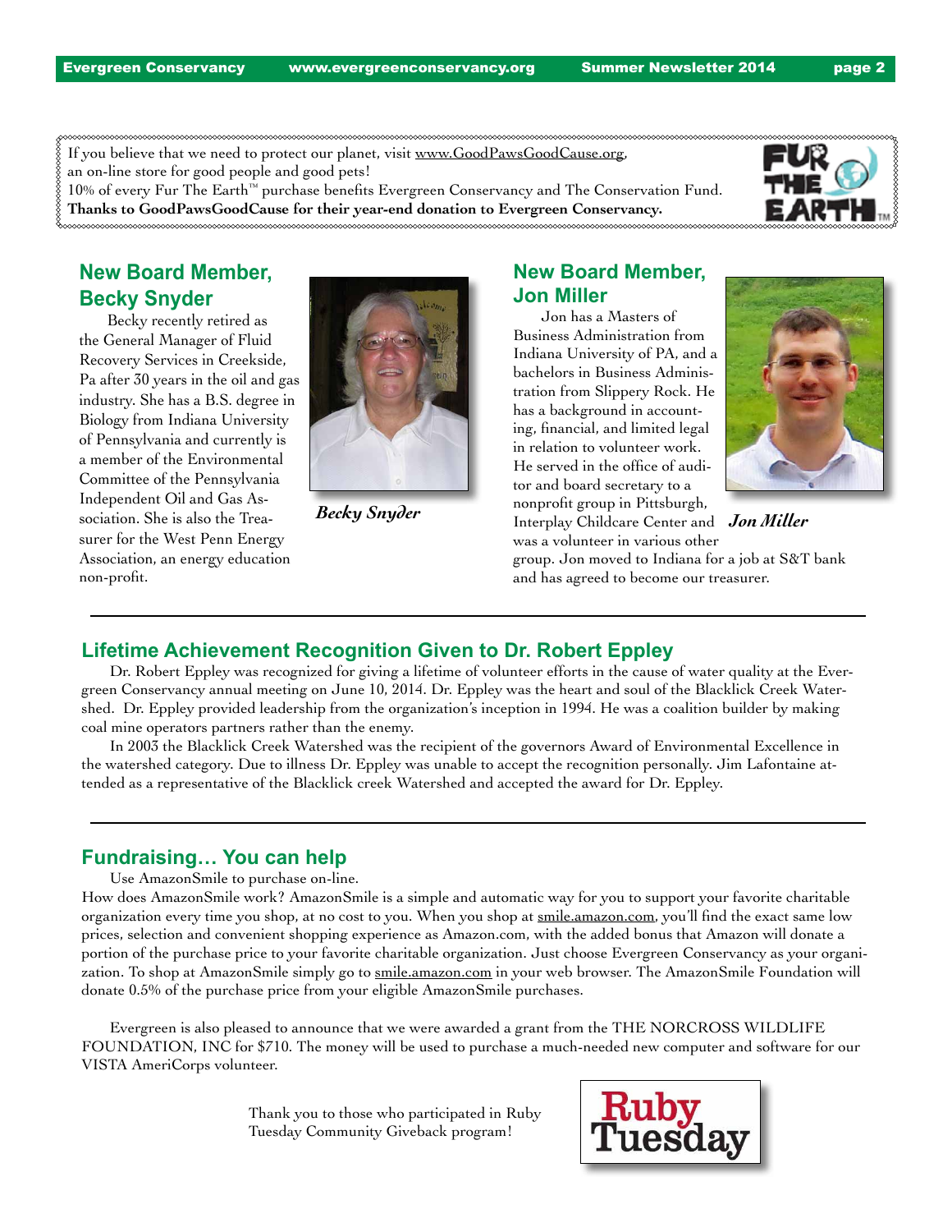If you believe that we need to protect our planet, visit www.GoodPawsGoodCause.org, an on-line store for good people and good pets!
10% of every Fur The Earth™ purchase benefits Evergreen Conservancy and The Conservation Fund.
**Thanks to GoodPawsGoodCause for their year-end donation to Evergreen Conservancy.**

## New Board Member, Becky Snyder

Becky recently retired as the General Manager of Fluid Recovery Services in Creekside, Pa after 30 years in the oil and gas industry. She has a B.S. degree in Biology from Indiana University of Pennsylvania and currently is a member of the Environmental Committee of the Pennsylvania Independent Oil and Gas Association. She is also the Treasurer for the West Penn Energy Association, an energy education non-profit.

*Becky Snyder*

## New Board Member, Jon Miller

Jon has a Masters of Business Administration from Indiana University of PA, and a bachelors in Business Administration from Slippery Rock. He has a background in accounting, financial, and limited legal in relation to volunteer work. He served in the office of auditor and board secretary to a nonprofit group in Pittsburgh, Interplay Childcare Center and was a volunteer in various other group. Jon moved to Indiana for a job at S&T bank and has agreed to become our treasurer.

*Jon Miller*

---

## Lifetime Achievement Recognition Given to Dr. Robert Eppley

Dr. Robert Eppley was recognized for giving a lifetime of volunteer efforts in the cause of water quality at the Evergreen Conservancy annual meeting on June 10, 2014. Dr. Eppley was the heart and soul of the Blacklick Creek Watershed. Dr. Eppley provided leadership from the organization's inception in 1994. He was a coalition builder by making coal mine operators partners rather than the enemy.

In 2003 the Blacklick Creek Watershed was the recipient of the governors Award of Environmental Excellence in the watershed category. Due to illness Dr. Eppley was unable to accept the recognition personally. Jim Lafontaine attended as a representative of the Blacklick creek Watershed and accepted the award for Dr. Eppley.

---

## Fundraising… You can help

Use AmazonSmile to purchase on-line.

How does AmazonSmile work? AmazonSmile is a simple and automatic way for you to support your favorite charitable organization every time you shop, at no cost to you. When you shop at smile.amazon.com, you'll find the exact same low prices, selection and convenient shopping experience as Amazon.com, with the added bonus that Amazon will donate a portion of the purchase price to your favorite charitable organization. Just choose Evergreen Conservancy as your organization. To shop at AmazonSmile simply go to smile.amazon.com in your web browser. The AmazonSmile Foundation will donate 0.5% of the purchase price from your eligible AmazonSmile purchases.

Evergreen is also pleased to announce that we were awarded a grant from the THE NORCROSS WILDLIFE FOUNDATION, INC for $710. The money will be used to purchase a much-needed new computer and software for our VISTA AmeriCorps volunteer.

Thank you to those who participated in Ruby Tuesday Community Giveback program!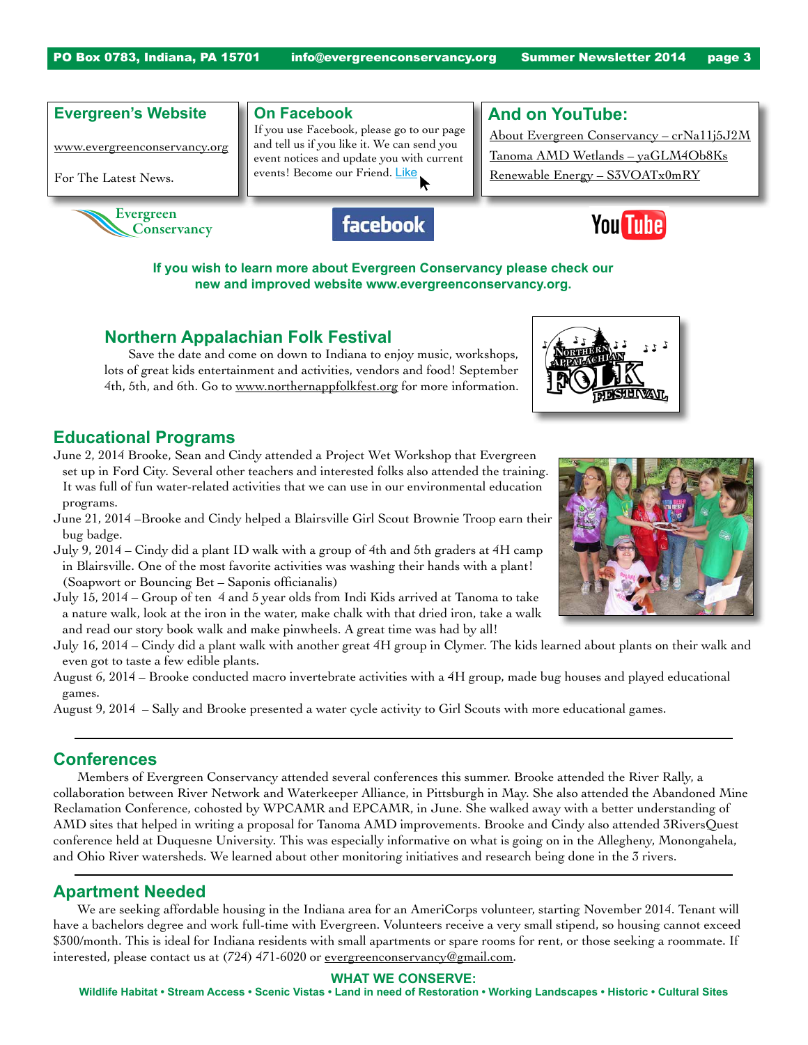## Evergreen's Website

www.evergreenconservancy.org

For The Latest News.

## On Facebook

If you use Facebook, please go to our page and tell us if you like it. We can send you event notices and update you with current events! Become our Friend. Like

## And on YouTube:

About Evergreen Conservancy – crNa11j5J2M

Tanoma AMD Wetlands – yaGLM4Ob8Ks

Renewable Energy – S3VOATx0mRY

**If you wish to learn more about Evergreen Conservancy please check our new and improved website www.evergreenconservancy.org.**

## Northern Appalachian Folk Festival

Save the date and come on down to Indiana to enjoy music, workshops, lots of great kids entertainment and activities, vendors and food! September 4th, 5th, and 6th. Go to www.northernappfolkfest.org for more information.

## Educational Programs

June 2, 2014 Brooke, Sean and Cindy attended a Project Wet Workshop that Evergreen set up in Ford City. Several other teachers and interested folks also attended the training. It was full of fun water-related activities that we can use in our environmental education programs.

June 21, 2014 –Brooke and Cindy helped a Blairsville Girl Scout Brownie Troop earn their bug badge.

July 9, 2014 – Cindy did a plant ID walk with a group of 4th and 5th graders at 4H camp in Blairsville. One of the most favorite activities was washing their hands with a plant! (Soapwort or Bouncing Bet – Saponis officianalis)

July 15, 2014 – Group of ten 4 and 5 year olds from Indi Kids arrived at Tanoma to take a nature walk, look at the iron in the water, make chalk with that dried iron, take a walk and read our story book walk and make pinwheels. A great time was had by all!

July 16, 2014 – Cindy did a plant walk with another great 4H group in Clymer. The kids learned about plants on their walk and even got to taste a few edible plants.

August 6, 2014 – Brooke conducted macro invertebrate activities with a 4H group, made bug houses and played educational games.

August 9, 2014 – Sally and Brooke presented a water cycle activity to Girl Scouts with more educational games.

---

## Conferences

Members of Evergreen Conservancy attended several conferences this summer. Brooke attended the River Rally, a collaboration between River Network and Waterkeeper Alliance, in Pittsburgh in May. She also attended the Abandoned Mine Reclamation Conference, cohosted by WPCAMR and EPCAMR, in June. She walked away with a better understanding of AMD sites that helped in writing a proposal for Tanoma AMD improvements. Brooke and Cindy also attended 3RiversQuest conference held at Duquesne University. This was especially informative on what is going on in the Allegheny, Monongahela, and Ohio River watersheds. We learned about other monitoring initiatives and research being done in the 3 rivers.

---

## Apartment Needed

We are seeking affordable housing in the Indiana area for an AmeriCorps volunteer, starting November 2014. Tenant will have a bachelors degree and work full-time with Evergreen. Volunteers receive a very small stipend, so housing cannot exceed $300/month. This is ideal for Indiana residents with small apartments or spare rooms for rent, or those seeking a roommate. If interested, please contact us at (724) 471-6020 or evergreenconservancy@gmail.com.

**WHAT WE CONSERVE:**

**Wildlife Habitat • Stream Access • Scenic Vistas • Land in need of Restoration • Working Landscapes • Historic • Cultural Sites**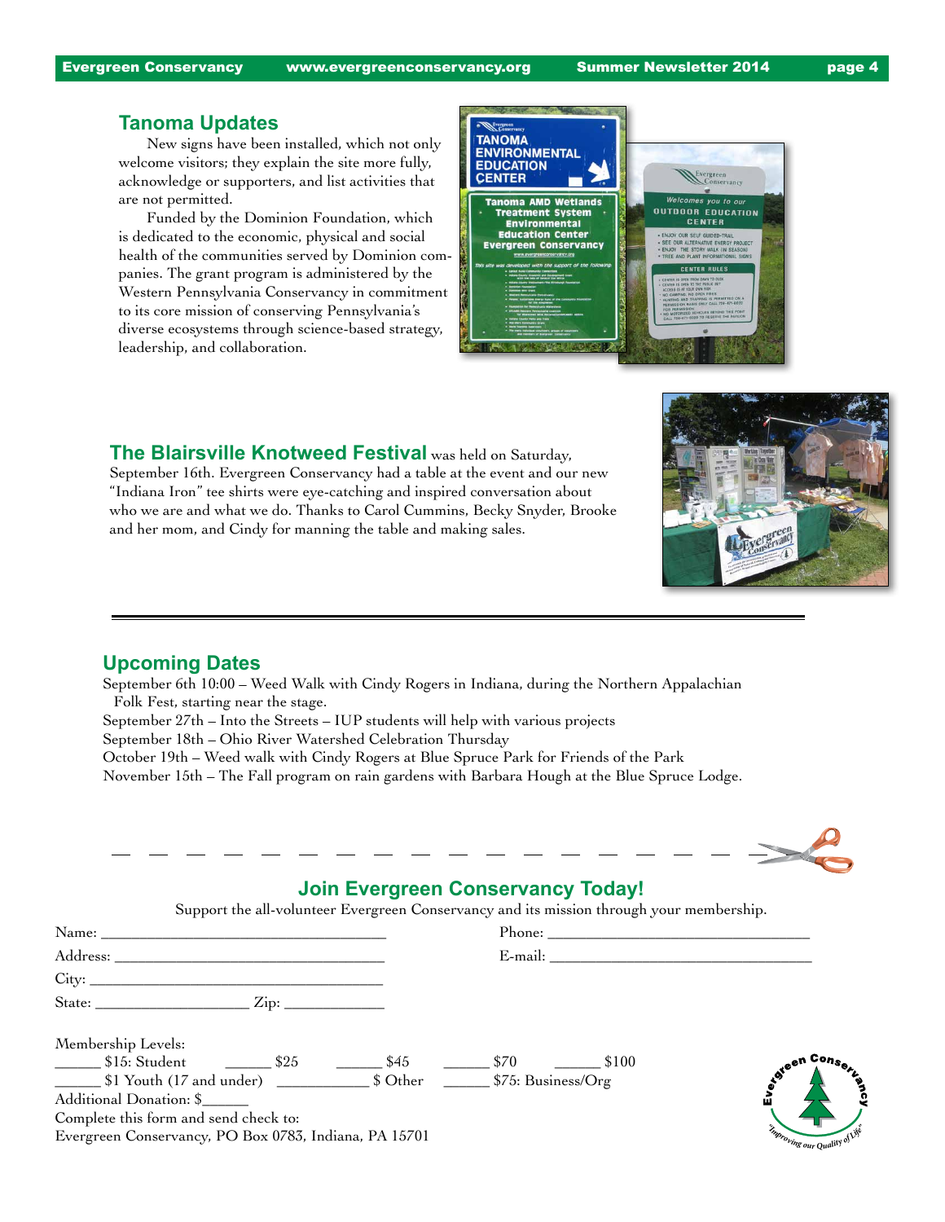## Tanoma Updates

New signs have been installed, which not only welcome visitors; they explain the site more fully, acknowledge or supporters, and list activities that are not permitted.

Funded by the Dominion Foundation, which is dedicated to the economic, physical and social health of the communities served by Dominion companies. The grant program is administered by the Western Pennsylvania Conservancy in commitment to its core mission of conserving Pennsylvania's diverse ecosystems through science-based strategy, leadership, and collaboration.

**The Blairsville Knotweed Festival** was held on Saturday, September 16th. Evergreen Conservancy had a table at the event and our new "Indiana Iron" tee shirts were eye-catching and inspired conversation about who we are and what we do. Thanks to Carol Cummins, Becky Snyder, Brooke and her mom, and Cindy for manning the table and making sales.

---

## Upcoming Dates

September 6th 10:00 – Weed Walk with Cindy Rogers in Indiana, during the Northern Appalachian Folk Fest, starting near the stage.

September 27th – Into the Streets – IUP students will help with various projects

September 18th – Ohio River Watershed Celebration Thursday

October 19th – Weed walk with Cindy Rogers at Blue Spruce Park for Friends of the Park

November 15th – The Fall program on rain gardens with Barbara Hough at the Blue Spruce Lodge.

## Join Evergreen Conservancy Today!

Support the all-volunteer Evergreen Conservancy and its mission through your membership.

Name: ______________________________ Phone: ______________________________

Address: ______________________________ E-mail: ______________________________

City: ______________________________

State: ________________ Zip: __________

Membership Levels:

_____ $15: Student _____ $25 _____ $45 _____ $70 _____ $100

_____ $1 Youth (17 and under) __________ $ Other _____ $75: Business/Org

Additional Donation: $_____

Complete this form and send check to:

Evergreen Conservancy, PO Box 0783, Indiana, PA 15701

Evergreen Conservancy "Improving our Quality of Life"